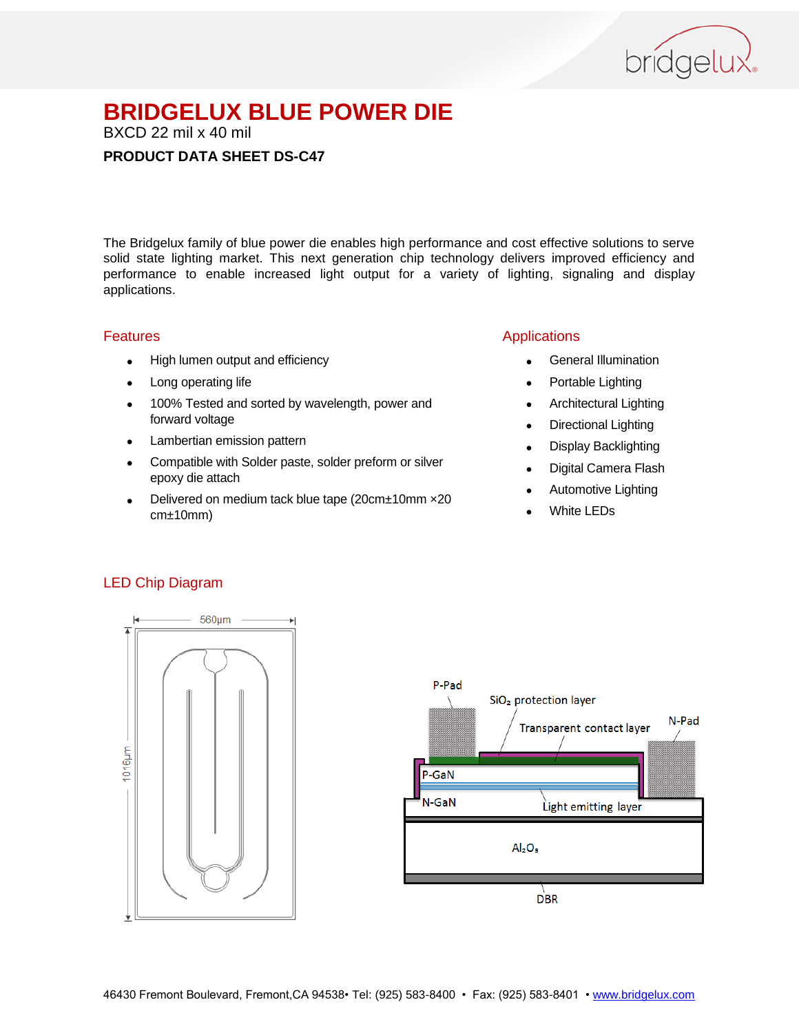# BRIDGELUX BLUE POWER DIE

BXCD 22 mil x 40 mil

**PRODUCT DATA SHEET DS-C47**

The Bridgelux family of blue power die enables high performance and cost effective solutions to serve solid state lighting market. This next generation chip technology delivers improved efficiency and performance to enable increased light output for a variety of lighting, signaling and display applications.

## Features

- High lumen output and efficiency
- Long operating life
- 100% Tested and sorted by wavelength, power and forward voltage
- Lambertian emission pattern
- Compatible with Solder paste, solder preform or silver epoxy die attach
- Delivered on medium tack blue tape (20cm±10mm ×20 cm±10mm)

## Applications

- General Illumination
- Portable Lighting
- Architectural Lighting
- Directional Lighting
- Display Backlighting
- Digital Camera Flash
- Automotive Lighting
- White LEDs

## LED Chip Diagram

560µm

1016µm

P-Pad

$SiO_2$ protection layer

Transparent contact layer

N-Pad

P-GaN

N-GaN

Light emitting layer

$Al_2O_3$

DBR

46430 Fremont Boulevard, Fremont,CA 94538• Tel: (925) 583-8400 • Fax: (925) 583-8401 • www.bridgelux.com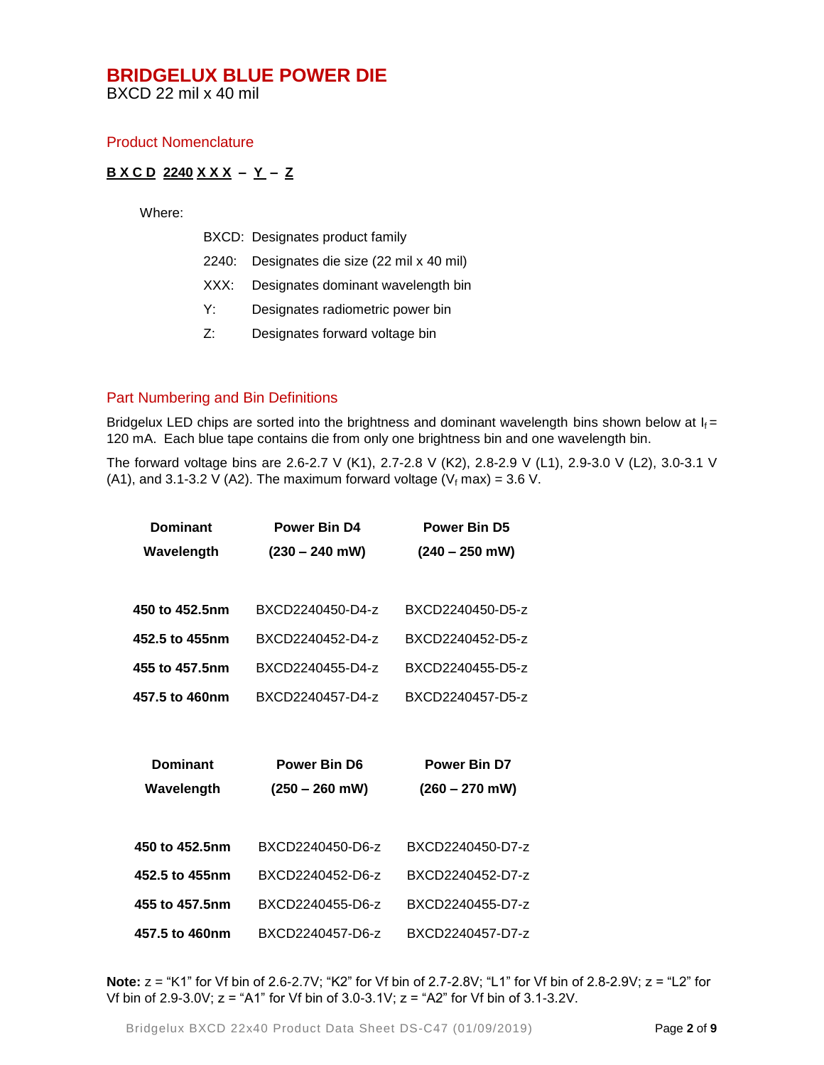# BRIDGELUX BLUE POWER DIE

BXCD 22 mil x 40 mil

## Product Nomenclature

**B X C D 2240 X X X – Y – Z**

Where:

- BXCD: Designates product family
- 2240: Designates die size (22 mil x 40 mil)
- XXX: Designates dominant wavelength bin
- Y: Designates radiometric power bin
- Z: Designates forward voltage bin

## Part Numbering and Bin Definitions

Bridgelux LED chips are sorted into the brightness and dominant wavelength bins shown below at $I_f$ = 120 mA. Each blue tape contains die from only one brightness bin and one wavelength bin.

The forward voltage bins are 2.6-2.7 V (K1), 2.7-2.8 V (K2), 2.8-2.9 V (L1), 2.9-3.0 V (L2), 3.0-3.1 V (A1), and 3.1-3.2 V (A2). The maximum forward voltage ($V_f$ max) = 3.6 V.

| Dominant Wavelength | Power Bin D4 (230 – 240 mW) | Power Bin D5 (240 – 250 mW) |
|---|---|---|
| **450 to 452.5nm** | BXCD2240450-D4-z | BXCD2240450-D5-z |
| **452.5 to 455nm** | BXCD2240452-D4-z | BXCD2240452-D5-z |
| **455 to 457.5nm** | BXCD2240455-D4-z | BXCD2240455-D5-z |
| **457.5 to 460nm** | BXCD2240457-D4-z | BXCD2240457-D5-z |

| Dominant Wavelength | Power Bin D6 (250 – 260 mW) | Power Bin D7 (260 – 270 mW) |
|---|---|---|
| **450 to 452.5nm** | BXCD2240450-D6-z | BXCD2240450-D7-z |
| **452.5 to 455nm** | BXCD2240452-D6-z | BXCD2240452-D7-z |
| **455 to 457.5nm** | BXCD2240455-D6-z | BXCD2240455-D7-z |
| **457.5 to 460nm** | BXCD2240457-D6-z | BXCD2240457-D7-z |

**Note:** z = “K1” for Vf bin of 2.6-2.7V; “K2” for Vf bin of 2.7-2.8V; “L1” for Vf bin of 2.8-2.9V; z = “L2” for Vf bin of 2.9-3.0V; z = “A1” for Vf bin of 3.0-3.1V; z = “A2” for Vf bin of 3.1-3.2V.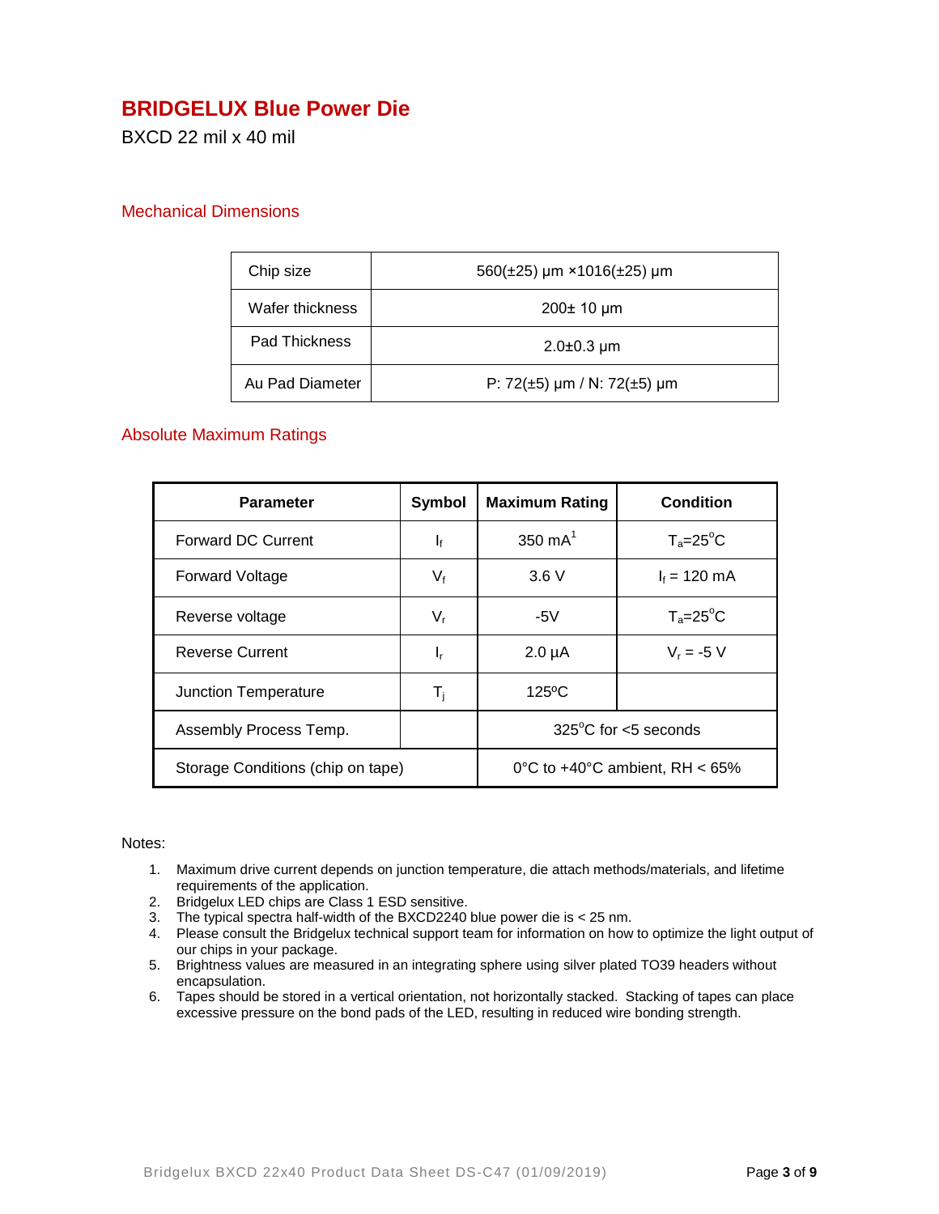# BRIDGELUX Blue Power Die

BXCD 22 mil x 40 mil

## Mechanical Dimensions

| Chip size | 560(±25) µm ×1016(±25) µm |
|---|---|
| Wafer thickness | 200± 10 µm |
| Pad Thickness | 2.0±0.3 µm |
| Au Pad Diameter | P: 72(±5) µm / N: 72(±5) µm |

## Absolute Maximum Ratings

| Parameter | Symbol | Maximum Rating | Condition |
|---|---|---|---|
| Forward DC Current | $I_f$ | 350 mA[1] | $T_a$=25°C |
| Forward Voltage | $V_f$ | 3.6 V | $I_f$ = 120 mA |
| Reverse voltage | $V_r$ | -5V | $T_a$=25°C |
| Reverse Current | $I_r$ | 2.0 µA | $V_r$ = -5 V |
| Junction Temperature | $T_j$ | 125ºC | |
| Assembly Process Temp. | | 325°C for <5 seconds | |
| Storage Conditions (chip on tape) | | 0°C to +40°C ambient, RH < 65% | |

Notes:

1. Maximum drive current depends on junction temperature, die attach methods/materials, and lifetime requirements of the application.
2. Bridgelux LED chips are Class 1 ESD sensitive.
3. The typical spectra half-width of the BXCD2240 blue power die is < 25 nm.
4. Please consult the Bridgelux technical support team for information on how to optimize the light output of our chips in your package.
5. Brightness values are measured in an integrating sphere using silver plated TO39 headers without encapsulation.
6. Tapes should be stored in a vertical orientation, not horizontally stacked. Stacking of tapes can place excessive pressure on the bond pads of the LED, resulting in reduced wire bonding strength.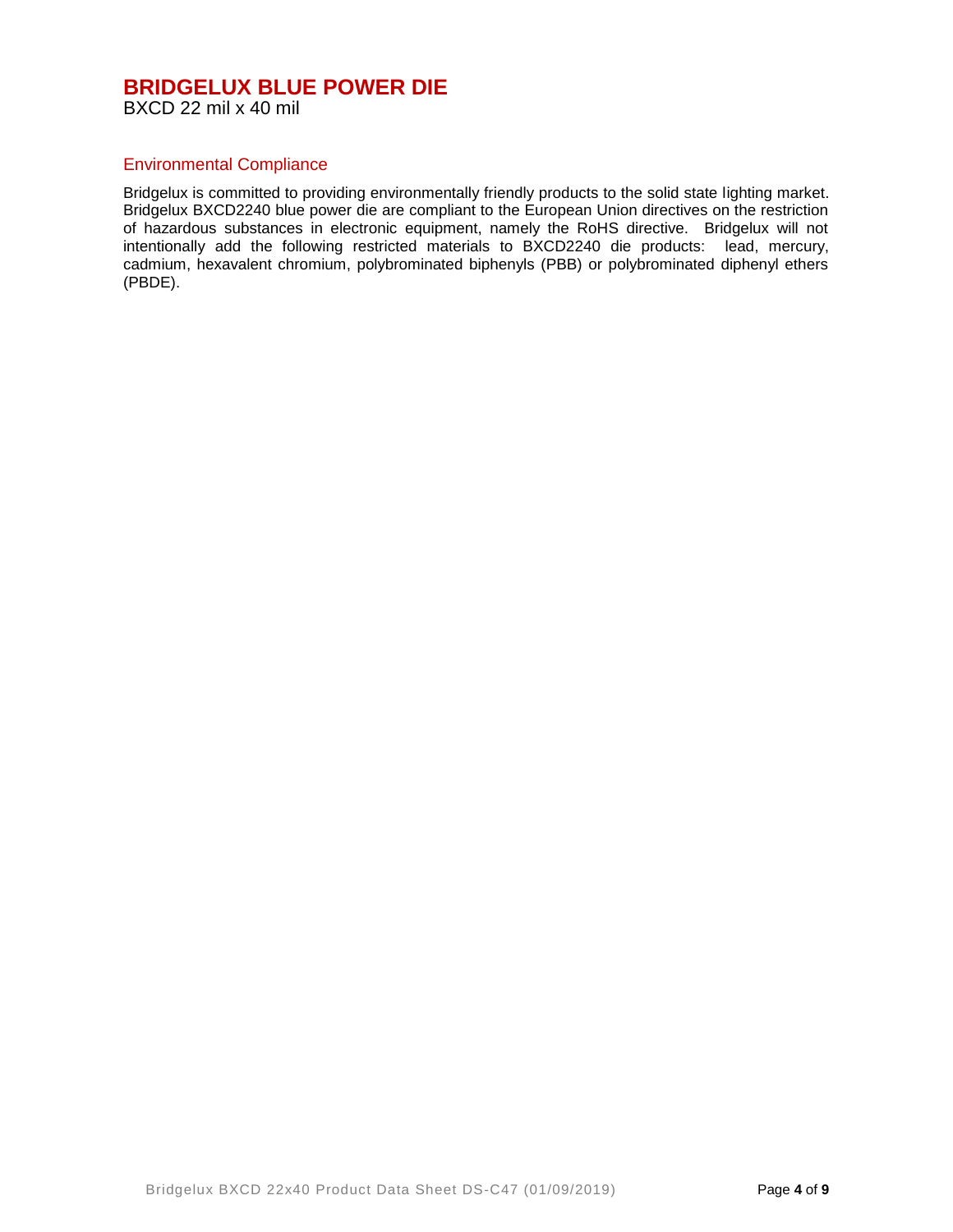# BRIDGELUX BLUE POWER DIE

BXCD 22 mil x 40 mil

## Environmental Compliance

Bridgelux is committed to providing environmentally friendly products to the solid state lighting market. Bridgelux BXCD2240 blue power die are compliant to the European Union directives on the restriction of hazardous substances in electronic equipment, namely the RoHS directive. Bridgelux will not intentionally add the following restricted materials to BXCD2240 die products: lead, mercury, cadmium, hexavalent chromium, polybrominated biphenyls (PBB) or polybrominated diphenyl ethers (PBDE).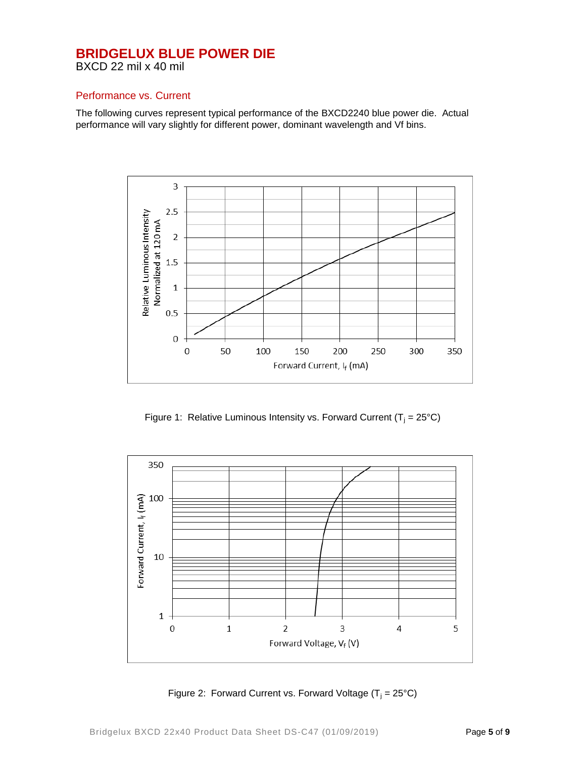# BRIDGELUX BLUE POWER DIE

BXCD 22 mil x 40 mil

## Performance vs. Current

The following curves represent typical performance of the BXCD2240 blue power die. Actual performance will vary slightly for different power, dominant wavelength and Vf bins.

Figure 1: Relative Luminous Intensity vs. Forward Current ($T_j$ = 25°C)

Figure 2: Forward Current vs. Forward Voltage ($T_j$ = 25°C)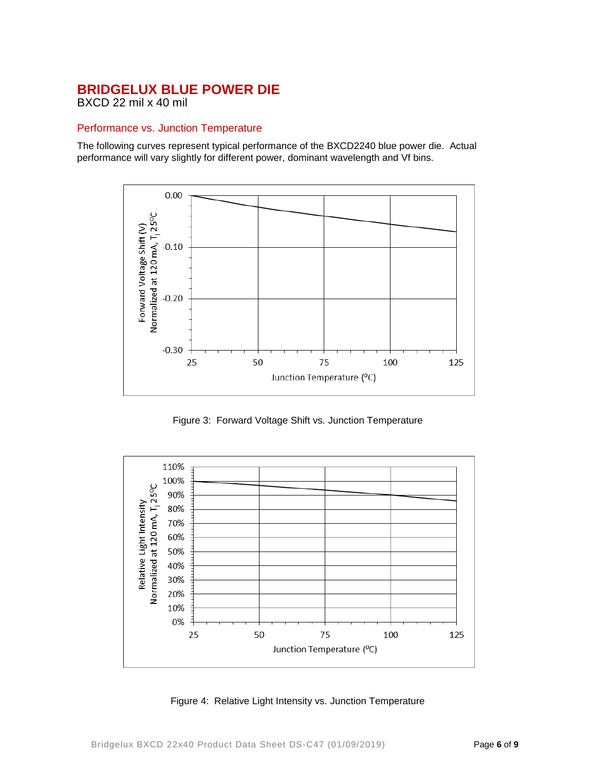# BRIDGELUX BLUE POWER DIE

BXCD 22 mil x 40 mil

## Performance vs. Junction Temperature

The following curves represent typical performance of the BXCD2240 blue power die. Actual performance will vary slightly for different power, dominant wavelength and Vf bins.

Figure 3: Forward Voltage Shift vs. Junction Temperature

Figure 4: Relative Light Intensity vs. Junction Temperature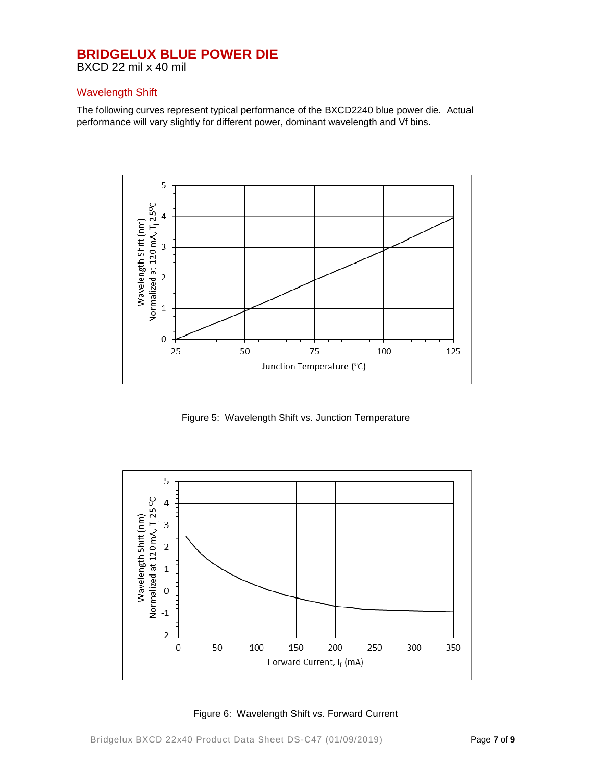# BRIDGELUX BLUE POWER DIE

BXCD 22 mil x 40 mil

## Wavelength Shift

The following curves represent typical performance of the BXCD2240 blue power die. Actual performance will vary slightly for different power, dominant wavelength and Vf bins.

Figure 5: Wavelength Shift vs. Junction Temperature

Figure 6: Wavelength Shift vs. Forward Current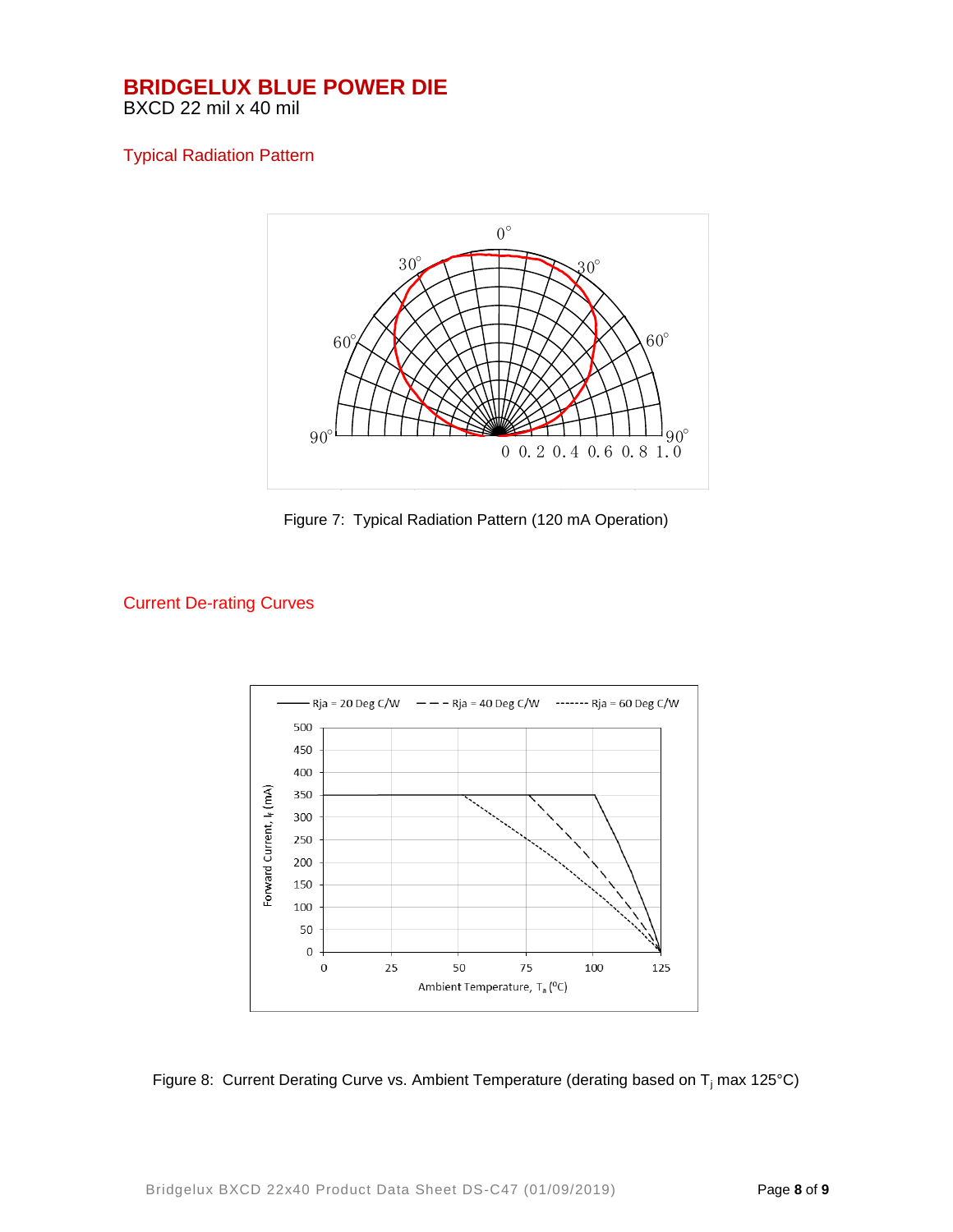# BRIDGELUX BLUE POWER DIE

BXCD 22 mil x 40 mil

## Typical Radiation Pattern

Figure 7: Typical Radiation Pattern (120 mA Operation)

## Current De-rating Curves

Figure 8: Current Derating Curve vs. Ambient Temperature (derating based on $T_j$ max 125°C)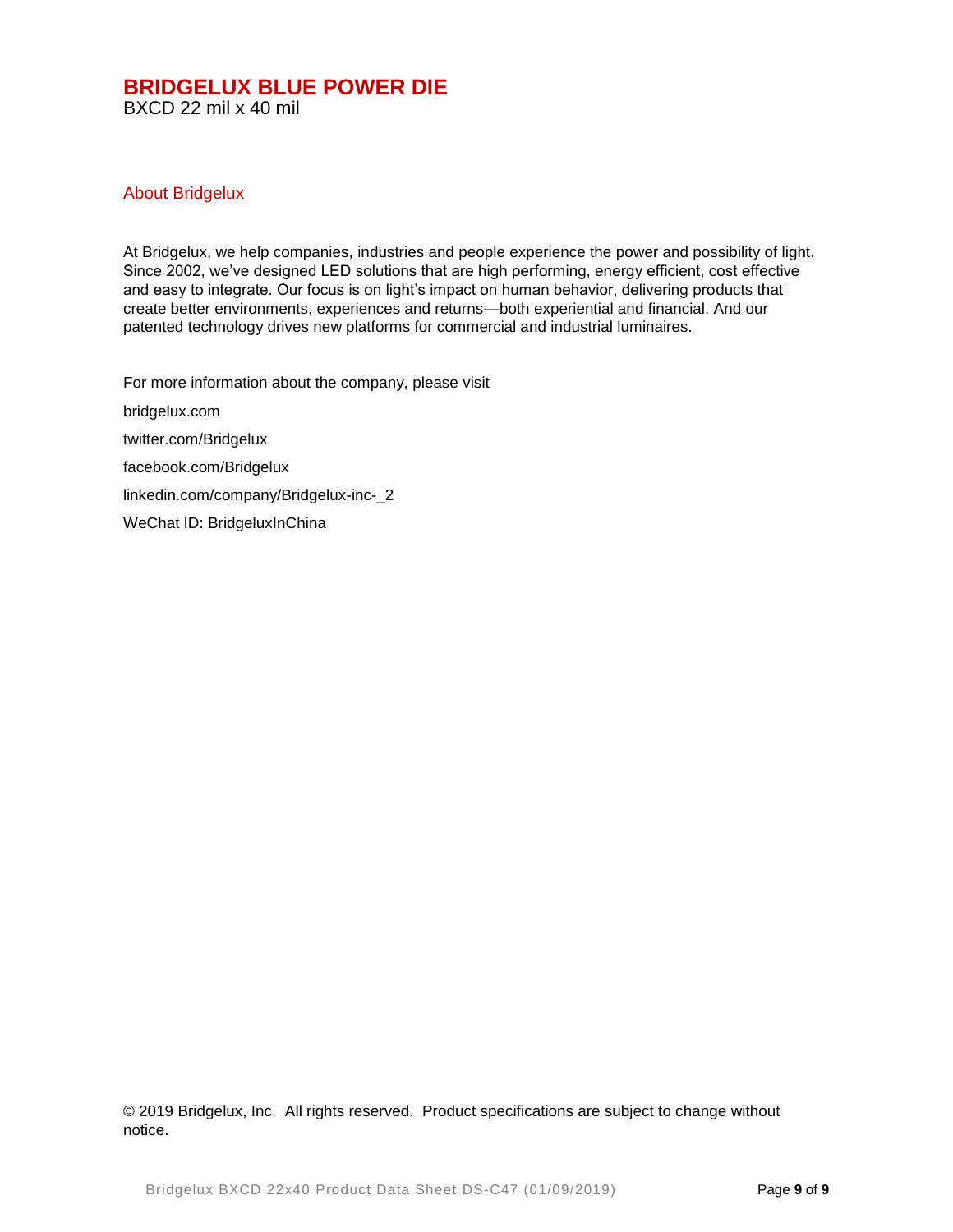# BRIDGELUX BLUE POWER DIE

BXCD 22 mil x 40 mil

## About Bridgelux

At Bridgelux, we help companies, industries and people experience the power and possibility of light. Since 2002, we've designed LED solutions that are high performing, energy efficient, cost effective and easy to integrate. Our focus is on light's impact on human behavior, delivering products that create better environments, experiences and returns—both experiential and financial. And our patented technology drives new platforms for commercial and industrial luminaires.

For more information about the company, please visit

bridgelux.com

twitter.com/Bridgelux

facebook.com/Bridgelux

linkedin.com/company/Bridgelux-inc-_2

WeChat ID: BridgeluxInChina

© 2019 Bridgelux, Inc. All rights reserved. Product specifications are subject to change without notice.